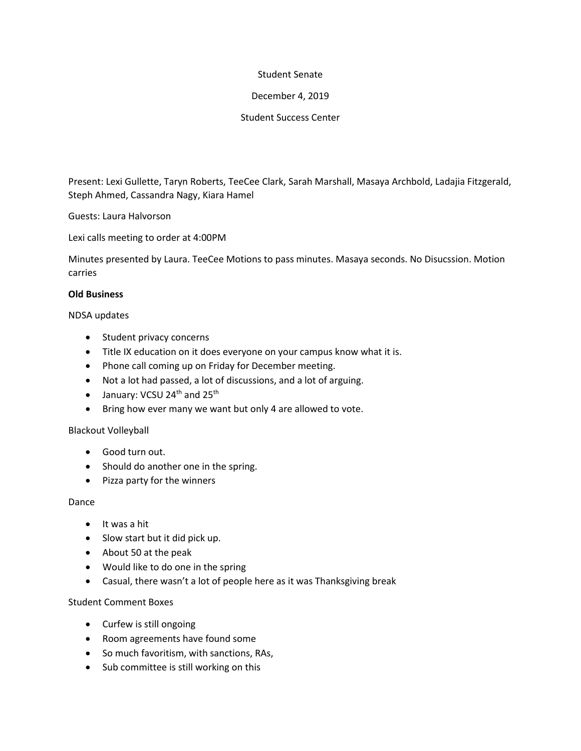Student Senate

December 4, 2019

Student Success Center

Present: Lexi Gullette, Taryn Roberts, TeeCee Clark, Sarah Marshall, Masaya Archbold, Ladajia Fitzgerald, Steph Ahmed, Cassandra Nagy, Kiara Hamel

Guests: Laura Halvorson

Lexi calls meeting to order at 4:00PM

Minutes presented by Laura. TeeCee Motions to pass minutes. Masaya seconds. No Disucssion. Motion carries

**Old Business**

NDSA updates

- Student privacy concerns
- Title IX education on it does everyone on your campus know what it is.
- Phone call coming up on Friday for December meeting.
- Not a lot had passed, a lot of discussions, and a lot of arguing.
- January: VCSU 24th and 25th
- Bring how ever many we want but only 4 are allowed to vote.

Blackout Volleyball

- Good turn out.
- Should do another one in the spring.
- Pizza party for the winners

Dance

- It was a hit
- Slow start but it did pick up.
- About 50 at the peak
- Would like to do one in the spring
- Casual, there wasn't a lot of people here as it was Thanksgiving break

Student Comment Boxes

- Curfew is still ongoing
- Room agreements have found some
- So much favoritism, with sanctions, RAs,
- Sub committee is still working on this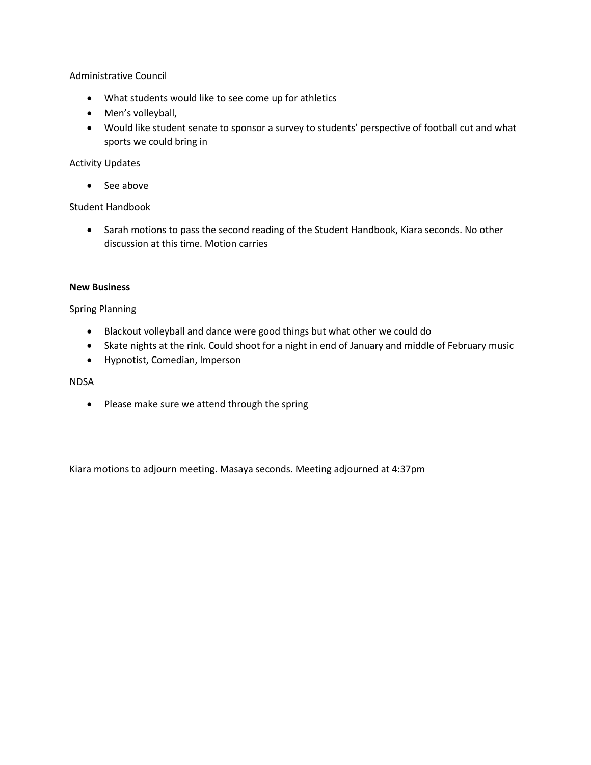Administrative Council

- What students would like to see come up for athletics
- Men's volleyball,
- Would like student senate to sponsor a survey to students' perspective of football cut and what sports we could bring in

Activity Updates

- See above

Student Handbook

- Sarah motions to pass the second reading of the Student Handbook, Kiara seconds. No other discussion at this time. Motion carries

**New Business**

Spring Planning

- Blackout volleyball and dance were good things but what other we could do
- Skate nights at the rink. Could shoot for a night in end of January and middle of February music
- Hypnotist, Comedian, Imperson

NDSA

- Please make sure we attend through the spring

Kiara motions to adjourn meeting. Masaya seconds. Meeting adjourned at 4:37pm